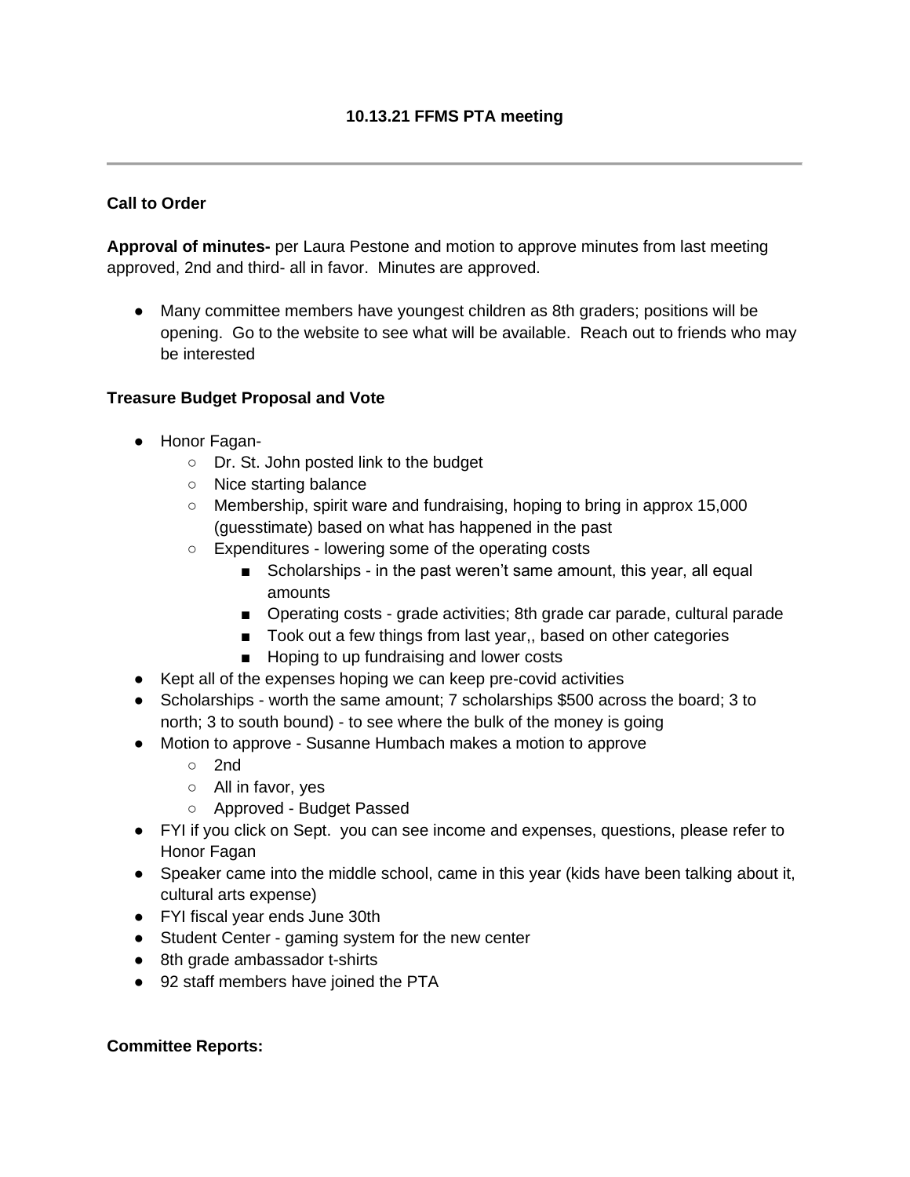**10.13.21 FFMS PTA meeting**

---

**Call to Order**

**Approval of minutes-** per Laura Pestone and motion to approve minutes from last meeting approved, 2nd and third- all in favor. Minutes are approved.

- Many committee members have youngest children as 8th graders; positions will be opening. Go to the website to see what will be available. Reach out to friends who may be interested

**Treasure Budget Proposal and Vote**

- Honor Fagan-
  - Dr. St. John posted link to the budget
  - Nice starting balance
  - Membership, spirit ware and fundraising, hoping to bring in approx 15,000 (guesstimate) based on what has happened in the past
  - Expenditures - lowering some of the operating costs
    - Scholarships - in the past weren't same amount, this year, all equal amounts
    - Operating costs - grade activities; 8th grade car parade, cultural parade
    - Took out a few things from last year,, based on other categories
    - Hoping to up fundraising and lower costs
- Kept all of the expenses hoping we can keep pre-covid activities
- Scholarships - worth the same amount; 7 scholarships $500 across the board; 3 to north; 3 to south bound) - to see where the bulk of the money is going
- Motion to approve - Susanne Humbach makes a motion to approve
  - 2nd
  - All in favor, yes
  - Approved - Budget Passed
- FYI if you click on Sept. you can see income and expenses, questions, please refer to Honor Fagan
- Speaker came into the middle school, came in this year (kids have been talking about it, cultural arts expense)
- FYI fiscal year ends June 30th
- Student Center - gaming system for the new center
- 8th grade ambassador t-shirts
- 92 staff members have joined the PTA

**Committee Reports:**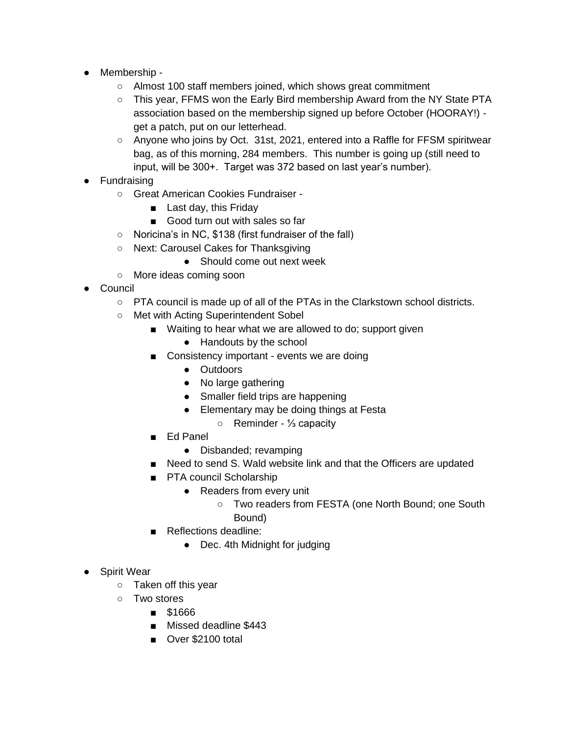- Membership -
  - Almost 100 staff members joined, which shows great commitment
  - This year, FFMS won the Early Bird membership Award from the NY State PTA association based on the membership signed up before October (HOORAY!) - get a patch, put on our letterhead.
  - Anyone who joins by Oct. 31st, 2021, entered into a Raffle for FFSM spiritwear bag, as of this morning, 284 members. This number is going up (still need to input, will be 300+. Target was 372 based on last year's number).
- Fundraising
  - Great American Cookies Fundraiser -
    - Last day, this Friday
    - Good turn out with sales so far
  - Noricina's in NC, $138 (first fundraiser of the fall)
  - Next: Carousel Cakes for Thanksgiving
    - Should come out next week
  - More ideas coming soon
- Council
  - PTA council is made up of all of the PTAs in the Clarkstown school districts.
  - Met with Acting Superintendent Sobel
    - Waiting to hear what we are allowed to do; support given
      - Handouts by the school
    - Consistency important - events we are doing
      - Outdoors
      - No large gathering
      - Smaller field trips are happening
      - Elementary may be doing things at Festa
        - Reminder - ⅓ capacity
    - Ed Panel
      - Disbanded; revamping
    - Need to send S. Wald website link and that the Officers are updated
    - PTA council Scholarship
      - Readers from every unit
        - Two readers from FESTA (one North Bound; one South Bound)
    - Reflections deadline:
      - Dec. 4th Midnight for judging

- Spirit Wear
  - Taken off this year
  - Two stores
    - $1666
    - Missed deadline $443
    - Over $2100 total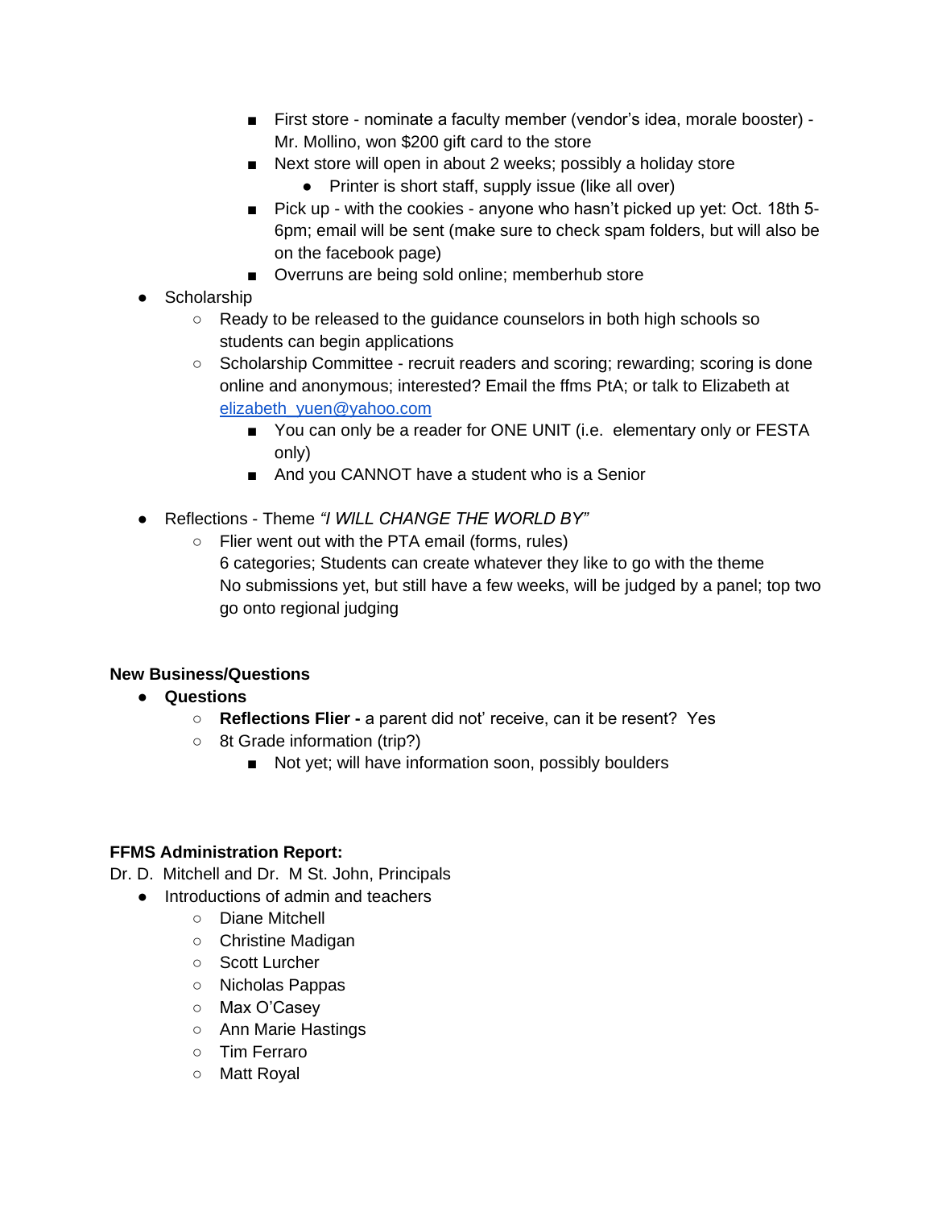- First store - nominate a faculty member (vendor's idea, morale booster) - Mr. Mollino, won $200 gift card to the store
        - Next store will open in about 2 weeks; possibly a holiday store
            - Printer is short staff, supply issue (like all over)
        - Pick up - with the cookies - anyone who hasn't picked up yet: Oct. 18th 5-6pm; email will be sent (make sure to check spam folders, but will also be on the facebook page)
        - Overruns are being sold online; memberhub store
- Scholarship
    - Ready to be released to the guidance counselors in both high schools so students can begin applications
    - Scholarship Committee - recruit readers and scoring; rewarding; scoring is done online and anonymous; interested? Email the ffms PtA; or talk to Elizabeth at [elizabeth_yuen@yahoo.com](mailto:elizabeth_yuen@yahoo.com)
        - You can only be a reader for ONE UNIT (i.e. elementary only or FESTA only)
        - And you CANNOT have a student who is a Senior
- Reflections - Theme *"I WILL CHANGE THE WORLD BY"*
    - Flier went out with the PTA email (forms, rules)
      6 categories; Students can create whatever they like to go with the theme
      No submissions yet, but still have a few weeks, will be judged by a panel; top two go onto regional judging

**New Business/Questions**

- **Questions**
    - **Reflections Flier -** a parent did not' receive, can it be resent? Yes
    - 8t Grade information (trip?)
        - Not yet; will have information soon, possibly boulders

**FFMS Administration Report:**

Dr. D. Mitchell and Dr. M St. John, Principals

- Introductions of admin and teachers
    - Diane Mitchell
    - Christine Madigan
    - Scott Lurcher
    - Nicholas Pappas
    - Max O'Casey
    - Ann Marie Hastings
    - Tim Ferraro
    - Matt Royal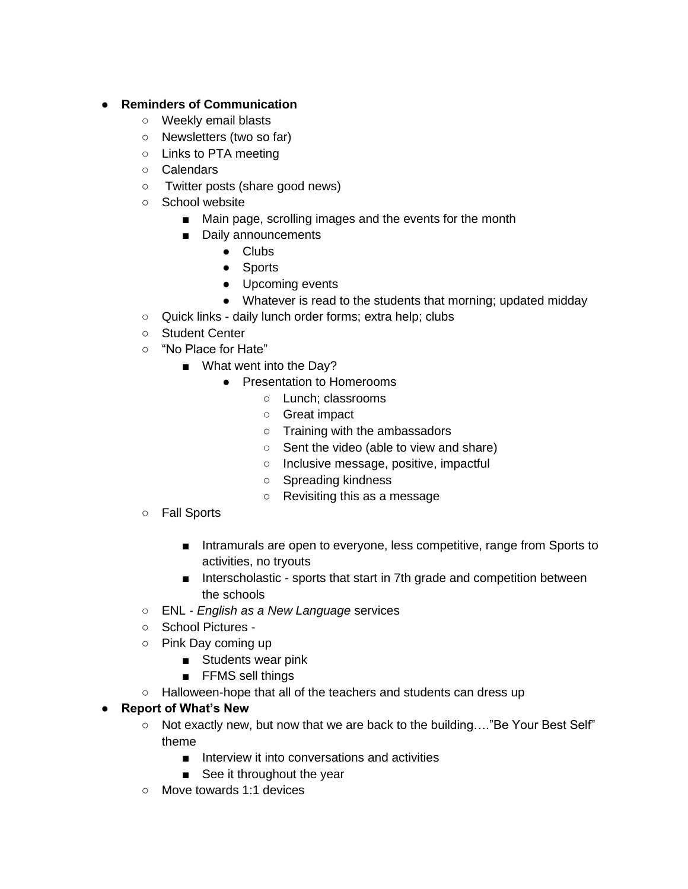- **Reminders of Communication**
    - Weekly email blasts
    - Newsletters (two so far)
    - Links to PTA meeting
    - Calendars
    - Twitter posts (share good news)
    - School website
        - Main page, scrolling images and the events for the month
        - Daily announcements
            - Clubs
            - Sports
            - Upcoming events
            - Whatever is read to the students that morning; updated midday
    - Quick links - daily lunch order forms; extra help; clubs
    - Student Center
    - "No Place for Hate"
        - What went into the Day?
            - Presentation to Homerooms
                - Lunch; classrooms
                - Great impact
                - Training with the ambassadors
                - Sent the video (able to view and share)
                - Inclusive message, positive, impactful
                - Spreading kindness
                - Revisiting this as a message
    - Fall Sports
        - Intramurals are open to everyone, less competitive, range from Sports to activities, no tryouts
        - Interscholastic - sports that start in 7th grade and competition between the schools
    - ENL - *English as a New Language* services
    - School Pictures -
    - Pink Day coming up
        - Students wear pink
        - FFMS sell things
    - Halloween-hope that all of the teachers and students can dress up
- **Report of What's New**
    - Not exactly new, but now that we are back to the building…."Be Your Best Self" theme
        - Interview it into conversations and activities
        - See it throughout the year
    - Move towards 1:1 devices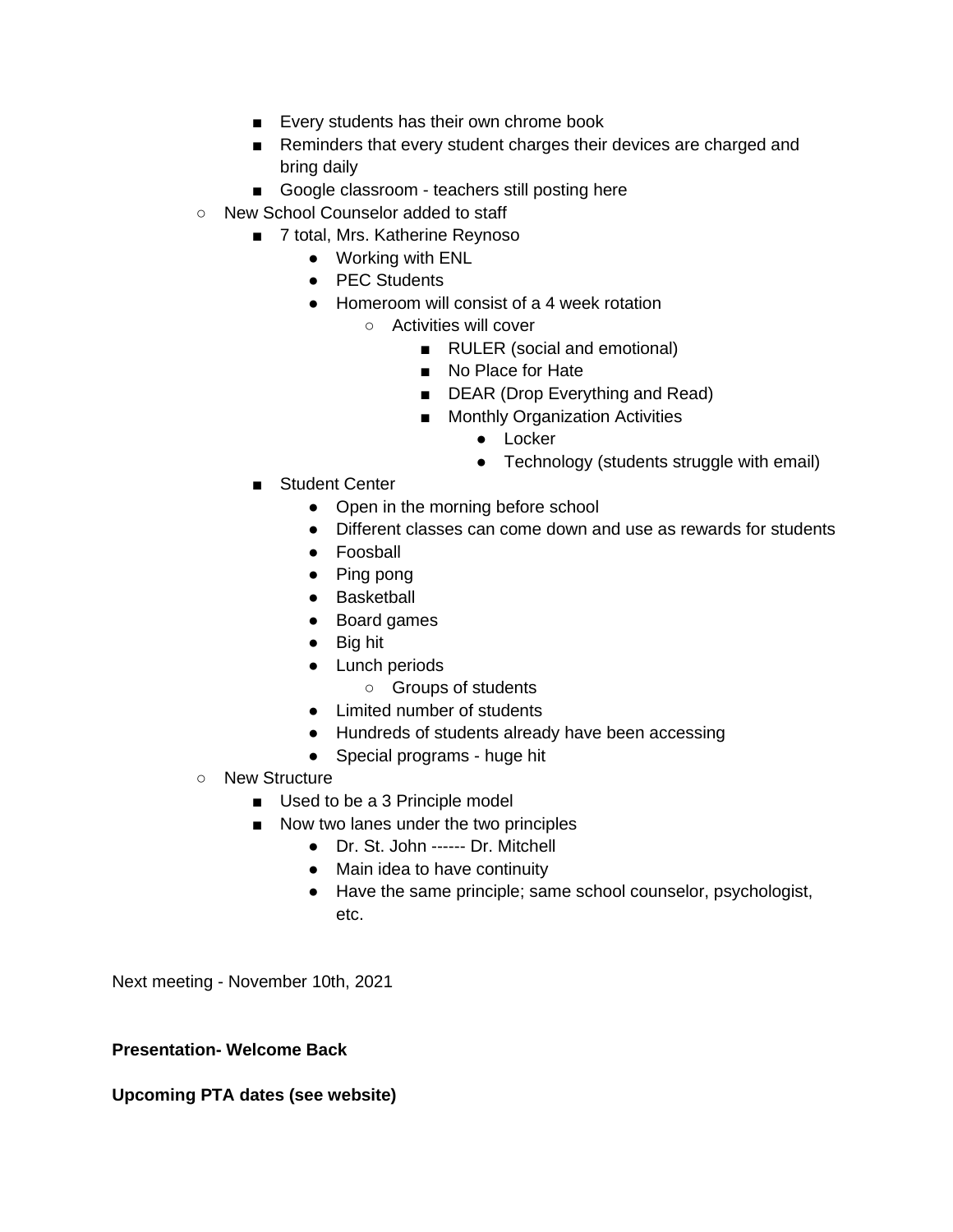- Every students has their own chrome book
            - Reminders that every student charges their devices are charged and bring daily
            - Google classroom - teachers still posting here
    - New School Counselor added to staff
        - 7 total, Mrs. Katherine Reynoso
            - Working with ENL
            - PEC Students
            - Homeroom will consist of a 4 week rotation
                - Activities will cover
                    - RULER (social and emotional)
                    - No Place for Hate
                    - DEAR (Drop Everything and Read)
                    - Monthly Organization Activities
                        - Locker
                        - Technology (students struggle with email)
        - Student Center
            - Open in the morning before school
            - Different classes can come down and use as rewards for students
            - Foosball
            - Ping pong
            - Basketball
            - Board games
            - Big hit
            - Lunch periods
                - Groups of students
            - Limited number of students
            - Hundreds of students already have been accessing
            - Special programs - huge hit
    - New Structure
        - Used to be a 3 Principle model
        - Now two lanes under the two principles
            - Dr. St. John ------ Dr. Mitchell
            - Main idea to have continuity
            - Have the same principle; same school counselor, psychologist, etc.

Next meeting - November 10th, 2021

**Presentation- Welcome Back**

**Upcoming PTA dates (see website)**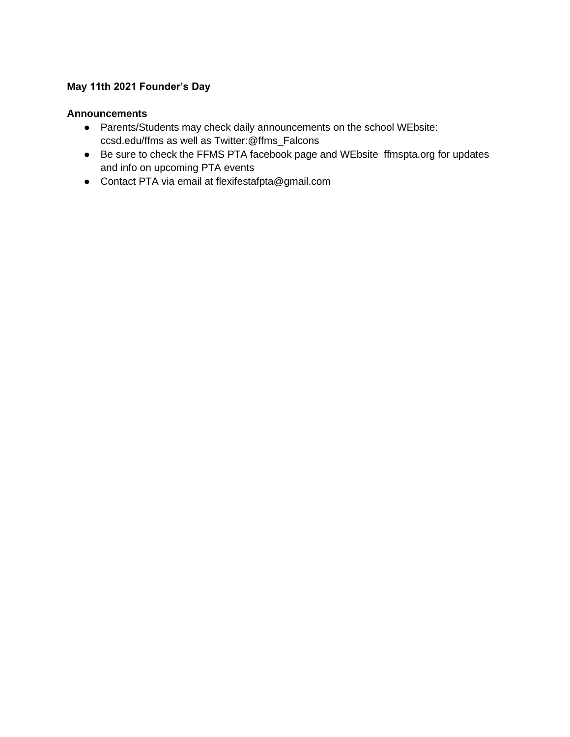**May 11th 2021 Founder's Day**

**Announcements**

- Parents/Students may check daily announcements on the school WEbsite: ccsd.edu/ffms as well as Twitter:@ffms_Falcons
- Be sure to check the FFMS PTA facebook page and WEbsite ffmspta.org for updates and info on upcoming PTA events
- Contact PTA via email at flexifestafpta@gmail.com